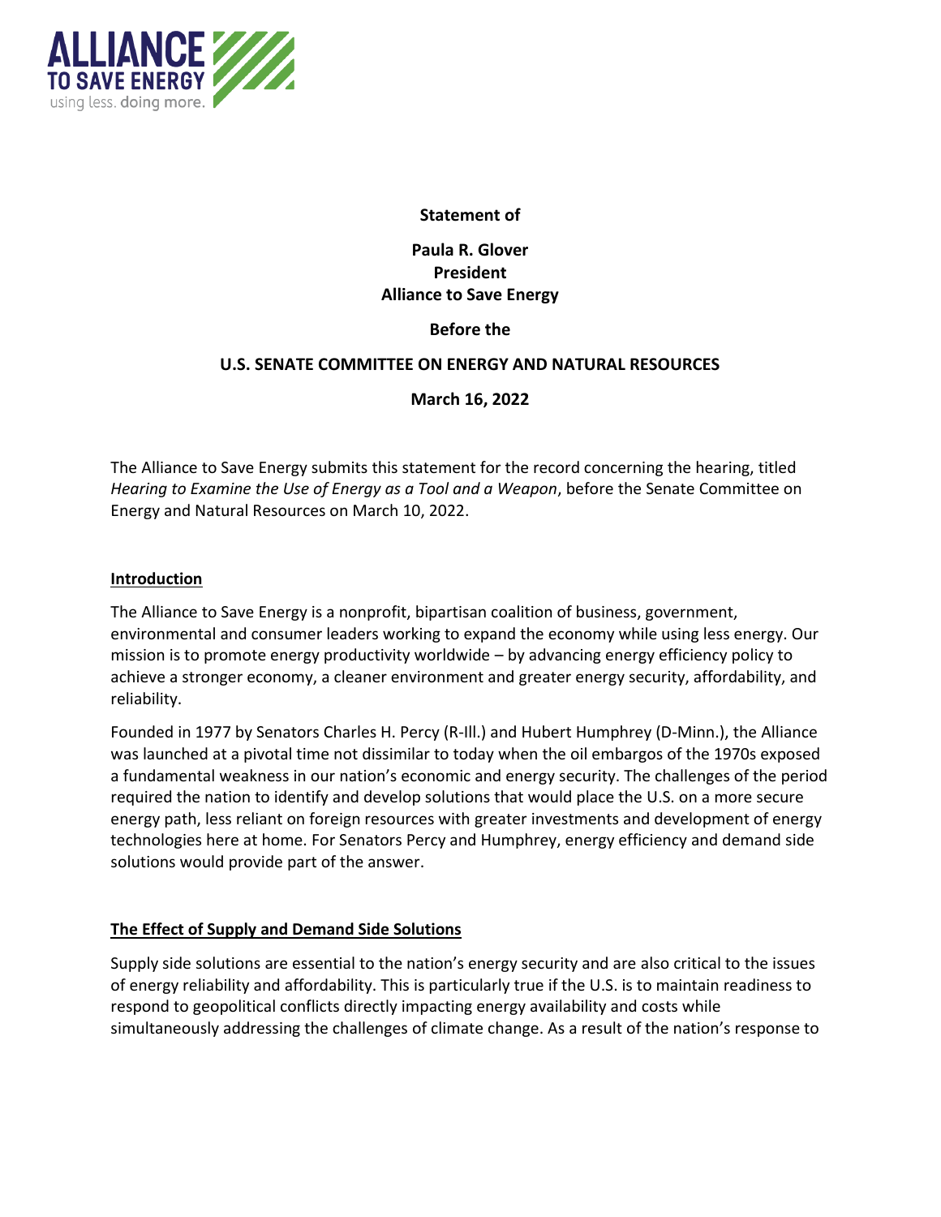**Statement of**

**Paula R. Glover**
**President**
**Alliance to Save Energy**

**Before the**

**U.S. SENATE COMMITTEE ON ENERGY AND NATURAL RESOURCES**

**March 16, 2022**

The Alliance to Save Energy submits this statement for the record concerning the hearing, titled *Hearing to Examine the Use of Energy as a Tool and a Weapon*, before the Senate Committee on Energy and Natural Resources on March 10, 2022.

## Introduction

The Alliance to Save Energy is a nonprofit, bipartisan coalition of business, government, environmental and consumer leaders working to expand the economy while using less energy. Our mission is to promote energy productivity worldwide – by advancing energy efficiency policy to achieve a stronger economy, a cleaner environment and greater energy security, affordability, and reliability.

Founded in 1977 by Senators Charles H. Percy (R-Ill.) and Hubert Humphrey (D-Minn.), the Alliance was launched at a pivotal time not dissimilar to today when the oil embargos of the 1970s exposed a fundamental weakness in our nation's economic and energy security. The challenges of the period required the nation to identify and develop solutions that would place the U.S. on a more secure energy path, less reliant on foreign resources with greater investments and development of energy technologies here at home. For Senators Percy and Humphrey, energy efficiency and demand side solutions would provide part of the answer.

## The Effect of Supply and Demand Side Solutions

Supply side solutions are essential to the nation's energy security and are also critical to the issues of energy reliability and affordability. This is particularly true if the U.S. is to maintain readiness to respond to geopolitical conflicts directly impacting energy availability and costs while simultaneously addressing the challenges of climate change. As a result of the nation's response to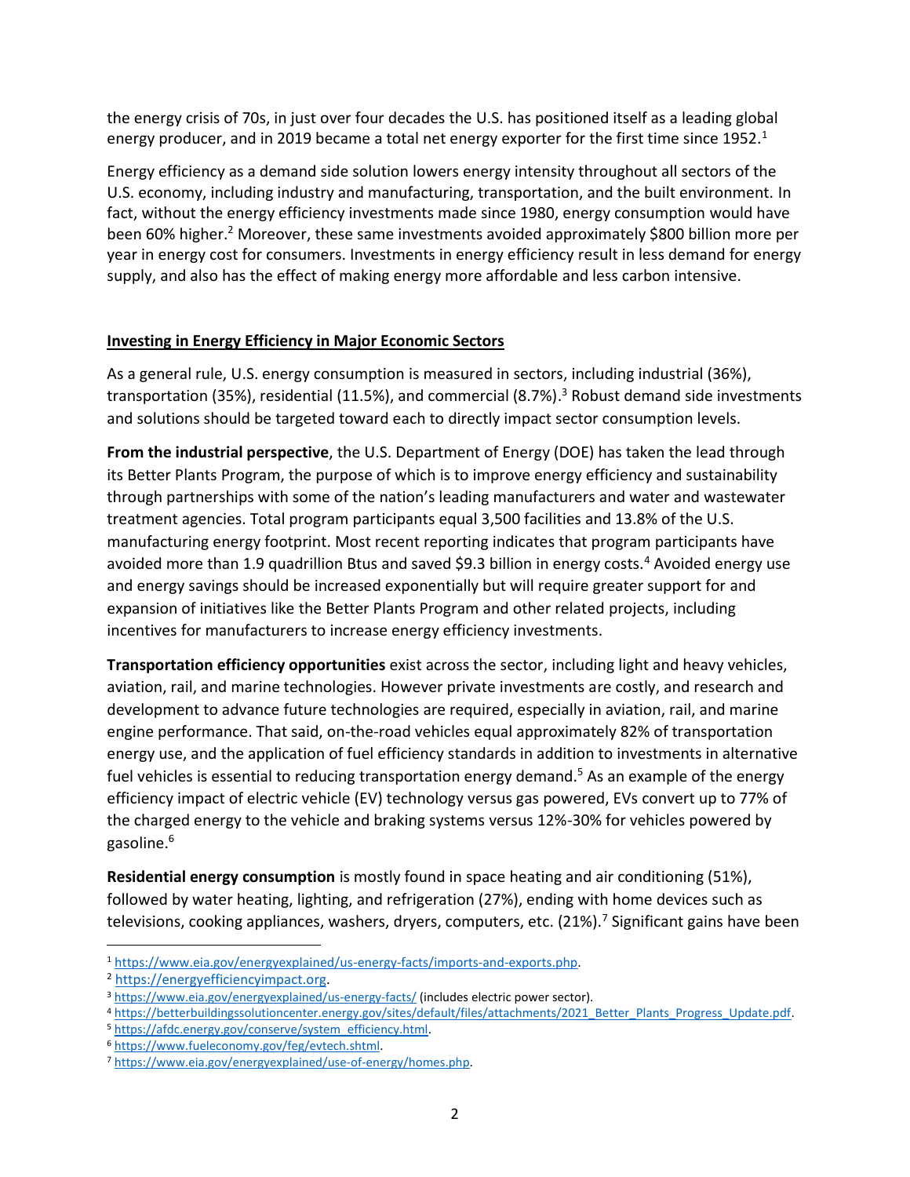the energy crisis of 70s, in just over four decades the U.S. has positioned itself as a leading global energy producer, and in 2019 became a total net energy exporter for the first time since 1952.[1]

Energy efficiency as a demand side solution lowers energy intensity throughout all sectors of the U.S. economy, including industry and manufacturing, transportation, and the built environment. In fact, without the energy efficiency investments made since 1980, energy consumption would have been 60% higher.[2] Moreover, these same investments avoided approximately $800 billion more per year in energy cost for consumers. Investments in energy efficiency result in less demand for energy supply, and also has the effect of making energy more affordable and less carbon intensive.

## Investing in Energy Efficiency in Major Economic Sectors

As a general rule, U.S. energy consumption is measured in sectors, including industrial (36%), transportation (35%), residential (11.5%), and commercial (8.7%).[3] Robust demand side investments and solutions should be targeted toward each to directly impact sector consumption levels.

**From the industrial perspective**, the U.S. Department of Energy (DOE) has taken the lead through its Better Plants Program, the purpose of which is to improve energy efficiency and sustainability through partnerships with some of the nation's leading manufacturers and water and wastewater treatment agencies. Total program participants equal 3,500 facilities and 13.8% of the U.S. manufacturing energy footprint. Most recent reporting indicates that program participants have avoided more than 1.9 quadrillion Btus and saved $9.3 billion in energy costs.[4] Avoided energy use and energy savings should be increased exponentially but will require greater support for and expansion of initiatives like the Better Plants Program and other related projects, including incentives for manufacturers to increase energy efficiency investments.

**Transportation efficiency opportunities** exist across the sector, including light and heavy vehicles, aviation, rail, and marine technologies. However private investments are costly, and research and development to advance future technologies are required, especially in aviation, rail, and marine engine performance. That said, on-the-road vehicles equal approximately 82% of transportation energy use, and the application of fuel efficiency standards in addition to investments in alternative fuel vehicles is essential to reducing transportation energy demand.[5] As an example of the energy efficiency impact of electric vehicle (EV) technology versus gas powered, EVs convert up to 77% of the charged energy to the vehicle and braking systems versus 12%-30% for vehicles powered by gasoline.[6]

**Residential energy consumption** is mostly found in space heating and air conditioning (51%), followed by water heating, lighting, and refrigeration (27%), ending with home devices such as televisions, cooking appliances, washers, dryers, computers, etc. (21%).[7] Significant gains have been

---

[1] https://www.eia.gov/energyexplained/us-energy-facts/imports-and-exports.php.

[2] https://energyefficiencyimpact.org.

[3] https://www.eia.gov/energyexplained/us-energy-facts/ (includes electric power sector).

[4] https://betterbuildingssolutioncenter.energy.gov/sites/default/files/attachments/2021_Better_Plants_Progress_Update.pdf.

[5] https://afdc.energy.gov/conserve/system_efficiency.html.

[6] https://www.fueleconomy.gov/feg/evtech.shtml.

[7] https://www.eia.gov/energyexplained/use-of-energy/homes.php.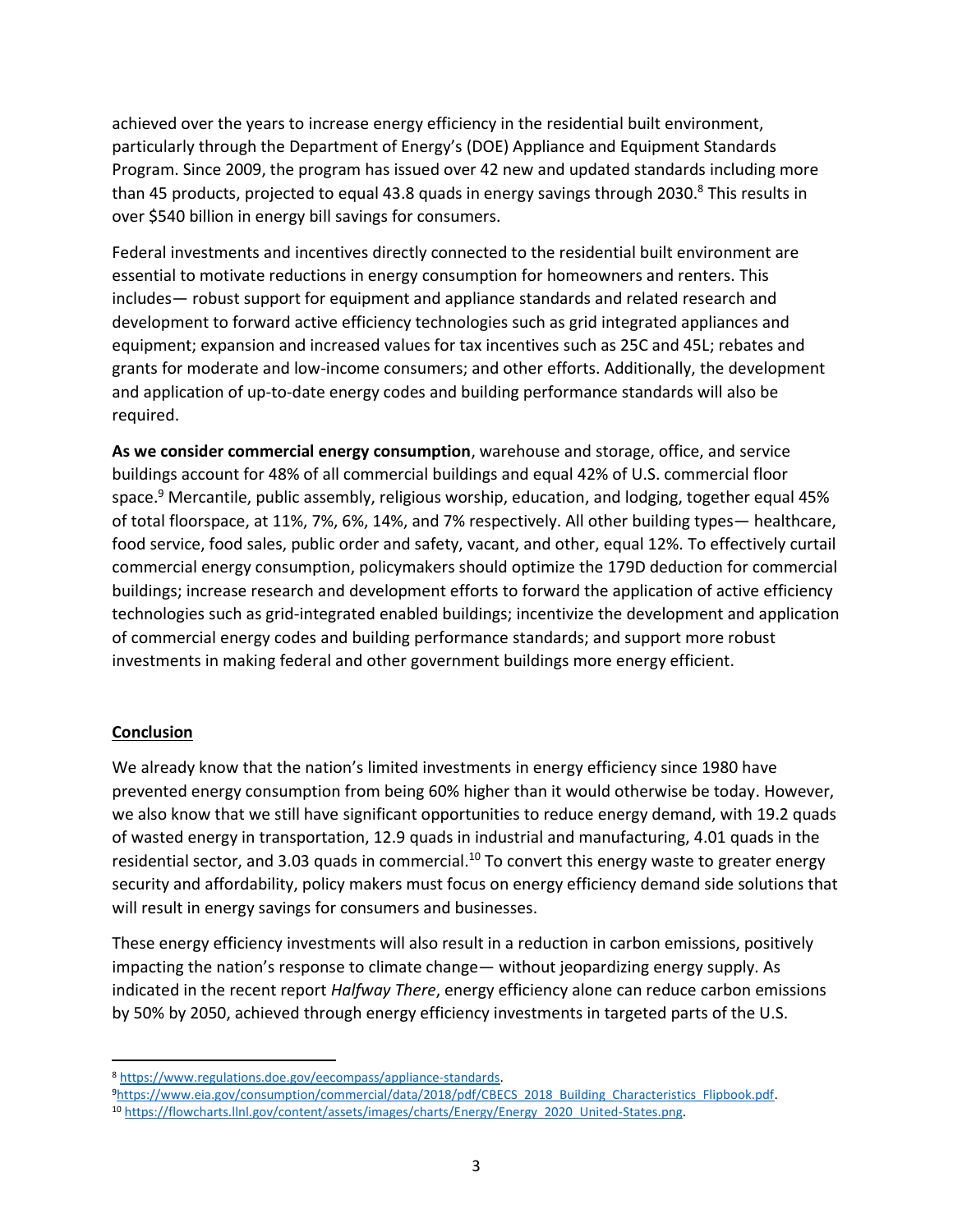achieved over the years to increase energy efficiency in the residential built environment, particularly through the Department of Energy's (DOE) Appliance and Equipment Standards Program. Since 2009, the program has issued over 42 new and updated standards including more than 45 products, projected to equal 43.8 quads in energy savings through 2030.[8] This results in over $540 billion in energy bill savings for consumers.

Federal investments and incentives directly connected to the residential built environment are essential to motivate reductions in energy consumption for homeowners and renters. This includes— robust support for equipment and appliance standards and related research and development to forward active efficiency technologies such as grid integrated appliances and equipment; expansion and increased values for tax incentives such as 25C and 45L; rebates and grants for moderate and low-income consumers; and other efforts. Additionally, the development and application of up-to-date energy codes and building performance standards will also be required.

**As we consider commercial energy consumption**, warehouse and storage, office, and service buildings account for 48% of all commercial buildings and equal 42% of U.S. commercial floor space.[9] Mercantile, public assembly, religious worship, education, and lodging, together equal 45% of total floorspace, at 11%, 7%, 6%, 14%, and 7% respectively. All other building types— healthcare, food service, food sales, public order and safety, vacant, and other, equal 12%. To effectively curtail commercial energy consumption, policymakers should optimize the 179D deduction for commercial buildings; increase research and development efforts to forward the application of active efficiency technologies such as grid-integrated enabled buildings; incentivize the development and application of commercial energy codes and building performance standards; and support more robust investments in making federal and other government buildings more energy efficient.

## Conclusion

We already know that the nation's limited investments in energy efficiency since 1980 have prevented energy consumption from being 60% higher than it would otherwise be today. However, we also know that we still have significant opportunities to reduce energy demand, with 19.2 quads of wasted energy in transportation, 12.9 quads in industrial and manufacturing, 4.01 quads in the residential sector, and 3.03 quads in commercial.[10] To convert this energy waste to greater energy security and affordability, policy makers must focus on energy efficiency demand side solutions that will result in energy savings for consumers and businesses.

These energy efficiency investments will also result in a reduction in carbon emissions, positively impacting the nation's response to climate change— without jeopardizing energy supply. As indicated in the recent report *Halfway There*, energy efficiency alone can reduce carbon emissions by 50% by 2050, achieved through energy efficiency investments in targeted parts of the U.S.

---

[8] https://www.regulations.doe.gov/eecompass/appliance-standards.

[9] https://www.eia.gov/consumption/commercial/data/2018/pdf/CBECS_2018_Building_Characteristics_Flipbook.pdf.

[10] https://flowcharts.llnl.gov/content/assets/images/charts/Energy/Energy_2020_United-States.png.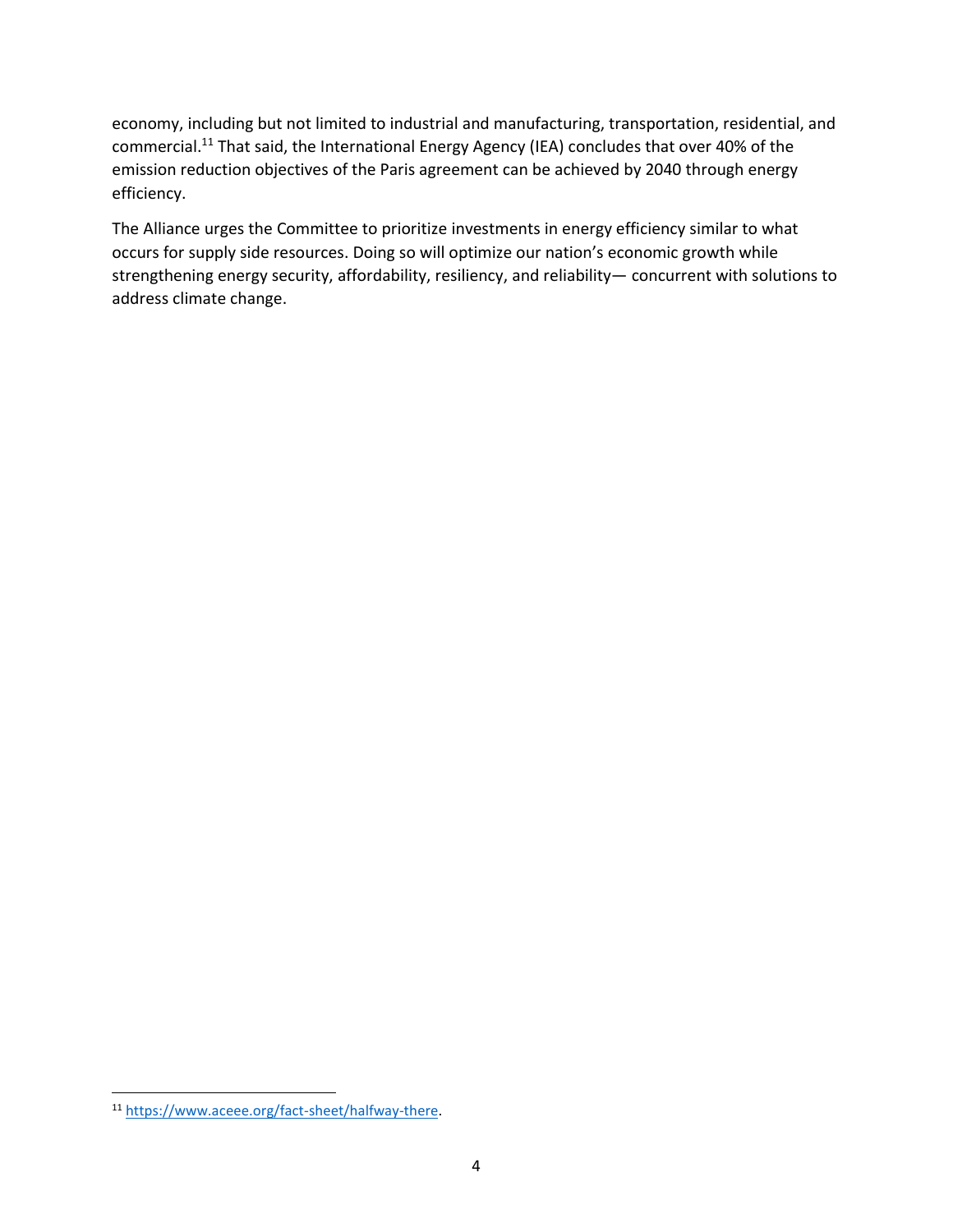economy, including but not limited to industrial and manufacturing, transportation, residential, and commercial.[11] That said, the International Energy Agency (IEA) concludes that over 40% of the emission reduction objectives of the Paris agreement can be achieved by 2040 through energy efficiency.

The Alliance urges the Committee to prioritize investments in energy efficiency similar to what occurs for supply side resources. Doing so will optimize our nation's economic growth while strengthening energy security, affordability, resiliency, and reliability— concurrent with solutions to address climate change.

---

[11] https://www.aceee.org/fact-sheet/halfway-there.